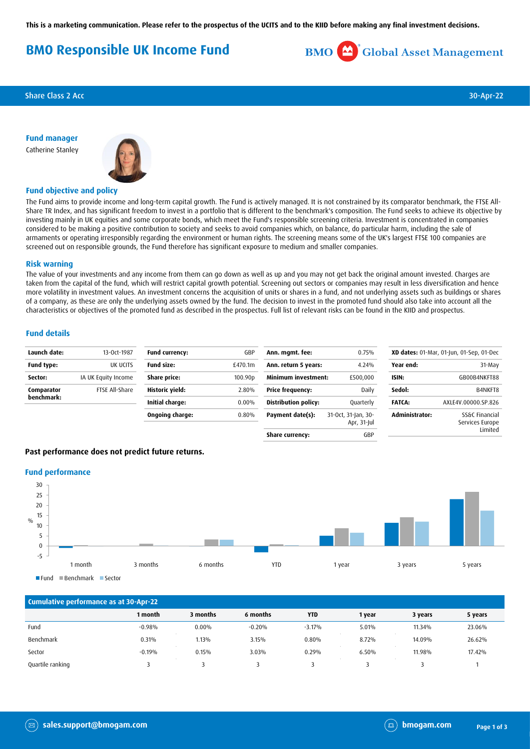This is a marketing communication. Please refer to the prospectus of the UCITS and to the KIID before making any final investment decisions.

# BMO Responsible UK Income Fund

Share Class 2 Acc — 30-Apr-22

## Fund manager

Catherine Stanley

## Fund objective and policy

The Fund aims to provide income and long-term capital growth. The Fund is actively managed. It is not constrained by its comparator benchmark, the FTSE All-Share TR Index, and has significant freedom to invest in a portfolio that is different to the benchmark's composition. The Fund seeks to achieve its objective by investing mainly in UK equities and some corporate bonds, which meet the Fund's responsible screening criteria. Investment is concentrated in companies considered to be making a positive contribution to society and seeks to avoid companies which, on balance, do particular harm, including the sale of armaments or operating irresponsibly regarding the environment or human rights. The screening means some of the UK's largest FTSE 100 companies are screened out on responsible grounds, the Fund therefore has significant exposure to medium and smaller companies.

## Risk warning

The value of your investments and any income from them can go down as well as up and you may not get back the original amount invested. Charges are taken from the capital of the fund, which will restrict capital growth potential. Screening out sectors or companies may result in less diversification and hence more volatility in investment values. An investment concerns the acquisition of units or shares in a fund, and not underlying assets such as buildings or shares of a company, as these are only the underlying assets owned by the fund. The decision to invest in the promoted fund should also take into account all the characteristics or objectives of the promoted fund as described in the prospectus. Full list of relevant risks can be found in the KIID and prospectus.

## Fund details

| | |
|---|---|
| **Launch date:** | 13-Oct-1987 |
| **Fund type:** | UK UCITS |
| **Sector:** | IA UK Equity Income |
| **Comparator benchmark:** | FTSE All-Share |

| | |
|---|---|
| **Fund currency:** | GBP |
| **Fund size:** | £470.1m |
| **Share price:** | 100.90p |
| **Historic yield:** | 2.80% |
| **Initial charge:** | 0.00% |
| **Ongoing charge:** | 0.80% |

| | |
|---|---|
| **Ann. mgmt. fee:** | 0.75% |
| **Ann. return 5 years:** | 4.24% |
| **Minimum investment:** | £500,000 |
| **Price frequency:** | Daily |
| **Distribution policy:** | Quarterly |
| **Payment date(s):** | 31-Oct, 31-Jan, 30-Apr, 31-Jul |
| **Share currency:** | GBP |

| | |
|---|---|
| **XD dates:** | 01-Mar, 01-Jun, 01-Sep, 01-Dec |
| **Year end:** | 31-May |
| **ISIN:** | GB00B4NKFT88 |
| **Sedol:** | B4NKFT8 |
| **FATCA:** | AXLE4V.00000.SP.826 |
| **Administrator:** | SS&C Financial Services Europe Limited |

**Past performance does not predict future returns.**

## Fund performance

## Cumulative performance as at 30-Apr-22

| | 1 month | 3 months | 6 months | YTD | 1 year | 3 years | 5 years |
|---|---|---|---|---|---|---|---|
| Fund | -0.98% | 0.00% | -0.20% | -3.17% | 5.01% | 11.34% | 23.06% |
| Benchmark | 0.31% | 1.13% | 3.15% | 0.80% | 8.72% | 14.09% | 26.62% |
| Sector | -0.19% | 0.15% | 3.03% | 0.29% | 6.50% | 11.98% | 17.42% |
| Quartile ranking | 3 | 3 | 3 | 3 | 3 | 3 | 1 |

sales.support@bmogam.com — bmogam.com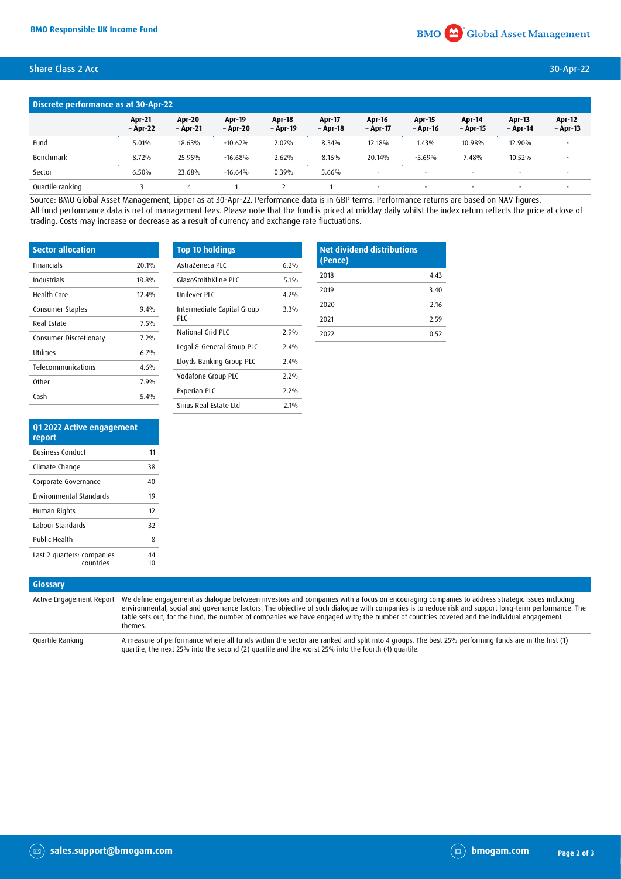## Share Class 2 Acc

30-Apr-22

### Discrete performance as at 30-Apr-22

| | Apr-21 – Apr-22 | Apr-20 – Apr-21 | Apr-19 – Apr-20 | Apr-18 – Apr-19 | Apr-17 – Apr-18 | Apr-16 – Apr-17 | Apr-15 – Apr-16 | Apr-14 – Apr-15 | Apr-13 – Apr-14 | Apr-12 – Apr-13 |
|---|---|---|---|---|---|---|---|---|---|---|
| Fund | 5.01% | 18.63% | -10.62% | 2.02% | 8.34% | 12.18% | 1.43% | 10.98% | 12.90% | - |
| Benchmark | 8.72% | 25.95% | -16.68% | 2.62% | 8.16% | 20.14% | -5.69% | 7.48% | 10.52% | - |
| Sector | 6.50% | 23.68% | -16.64% | 0.39% | 5.66% | - | - | - | - | - |
| Quartile ranking | 3 | 4 | 1 | 2 | 1 | - | - | - | - | - |

Source: BMO Global Asset Management, Lipper as at 30-Apr-22. Performance data is in GBP terms. Performance returns are based on NAV figures. All fund performance data is net of management fees. Please note that the fund is priced at midday daily whilst the index return reflects the price at close of trading. Costs may increase or decrease as a result of currency and exchange rate fluctuations.

### Sector allocation

| Sector allocation | |
|---|---|
| Financials | 20.1% |
| Industrials | 18.8% |
| Health Care | 12.4% |
| Consumer Staples | 9.4% |
| Real Estate | 7.5% |
| Consumer Discretionary | 7.2% |
| Utilities | 6.7% |
| Telecommunications | 4.6% |
| Other | 7.9% |
| Cash | 5.4% |

### Top 10 holdings

| Top 10 holdings | |
|---|---|
| AstraZeneca PLC | 6.2% |
| GlaxoSmithKline PLC | 5.1% |
| Unilever PLC | 4.2% |
| Intermediate Capital Group PLC | 3.3% |
| National Grid PLC | 2.9% |
| Legal & General Group PLC | 2.4% |
| Lloyds Banking Group PLC | 2.4% |
| Vodafone Group PLC | 2.2% |
| Experian PLC | 2.2% |
| Sirius Real Estate Ltd | 2.1% |

### Net dividend distributions (Pence)

| Net dividend distributions (Pence) | |
|---|---|
| 2018 | 4.43 |
| 2019 | 3.40 |
| 2020 | 2.16 |
| 2021 | 2.59 |
| 2022 | 0.52 |

### Q1 2022 Active engagement report

| Q1 2022 Active engagement report | |
|---|---|
| Business Conduct | 11 |
| Climate Change | 38 |
| Corporate Governance | 40 |
| Environmental Standards | 19 |
| Human Rights | 12 |
| Labour Standards | 32 |
| Public Health | 8 |
| Last 2 quarters: companies | 44 |
| countries | 10 |

### Glossary

| Glossary | |
|---|---|
| Active Engagement Report | We define engagement as dialogue between investors and companies with a focus on encouraging companies to address strategic issues including environmental, social and governance factors. The objective of such dialogue with companies is to reduce risk and support long-term performance. The table sets out, for the fund, the number of companies we have engaged with; the number of countries covered and the individual engagement themes. |
| Quartile Ranking | A measure of performance where all funds within the sector are ranked and split into 4 groups. The best 25% performing funds are in the first (1) quartile, the next 25% into the second (2) quartile and the worst 25% into the fourth (4) quartile. |

sales.support@bmogam.com

bmogam.com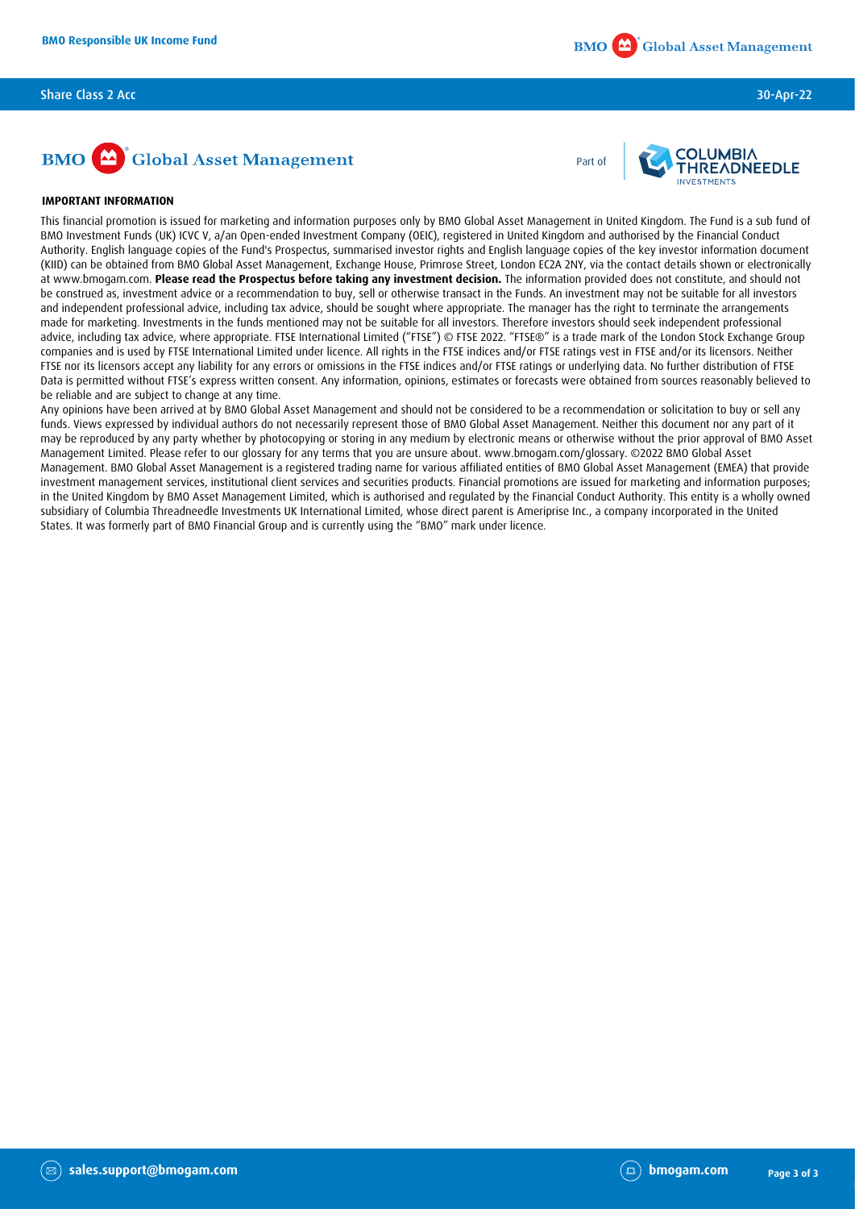## IMPORTANT INFORMATION

This financial promotion is issued for marketing and information purposes only by BMO Global Asset Management in United Kingdom. The Fund is a sub fund of BMO Investment Funds (UK) ICVC V, a/an Open-ended Investment Company (OEIC), registered in United Kingdom and authorised by the Financial Conduct Authority. English language copies of the Fund's Prospectus, summarised investor rights and English language copies of the key investor information document (KIID) can be obtained from BMO Global Asset Management, Exchange House, Primrose Street, London EC2A 2NY, via the contact details shown or electronically at www.bmogam.com. **Please read the Prospectus before taking any investment decision.** The information provided does not constitute, and should not be construed as, investment advice or a recommendation to buy, sell or otherwise transact in the Funds. An investment may not be suitable for all investors and independent professional advice, including tax advice, should be sought where appropriate. The manager has the right to terminate the arrangements made for marketing. Investments in the funds mentioned may not be suitable for all investors. Therefore investors should seek independent professional advice, including tax advice, where appropriate. FTSE International Limited ("FTSE") © FTSE 2022. "FTSE®" is a trade mark of the London Stock Exchange Group companies and is used by FTSE International Limited under licence. All rights in the FTSE indices and/or FTSE ratings vest in FTSE and/or its licensors. Neither FTSE nor its licensors accept any liability for any errors or omissions in the FTSE indices and/or FTSE ratings or underlying data. No further distribution of FTSE Data is permitted without FTSE's express written consent. Any information, opinions, estimates or forecasts were obtained from sources reasonably believed to be reliable and are subject to change at any time.

Any opinions have been arrived at by BMO Global Asset Management and should not be considered to be a recommendation or solicitation to buy or sell any funds. Views expressed by individual authors do not necessarily represent those of BMO Global Asset Management. Neither this document nor any part of it may be reproduced by any party whether by photocopying or storing in any medium by electronic means or otherwise without the prior approval of BMO Asset Management Limited. Please refer to our glossary for any terms that you are unsure about. www.bmogam.com/glossary. ©2022 BMO Global Asset Management. BMO Global Asset Management is a registered trading name for various affiliated entities of BMO Global Asset Management (EMEA) that provide investment management services, institutional client services and securities products. Financial promotions are issued for marketing and information purposes; in the United Kingdom by BMO Asset Management Limited, which is authorised and regulated by the Financial Conduct Authority. This entity is a wholly owned subsidiary of Columbia Threadneedle Investments UK International Limited, whose direct parent is Ameriprise Inc., a company incorporated in the United States. It was formerly part of BMO Financial Group and is currently using the "BMO" mark under licence.